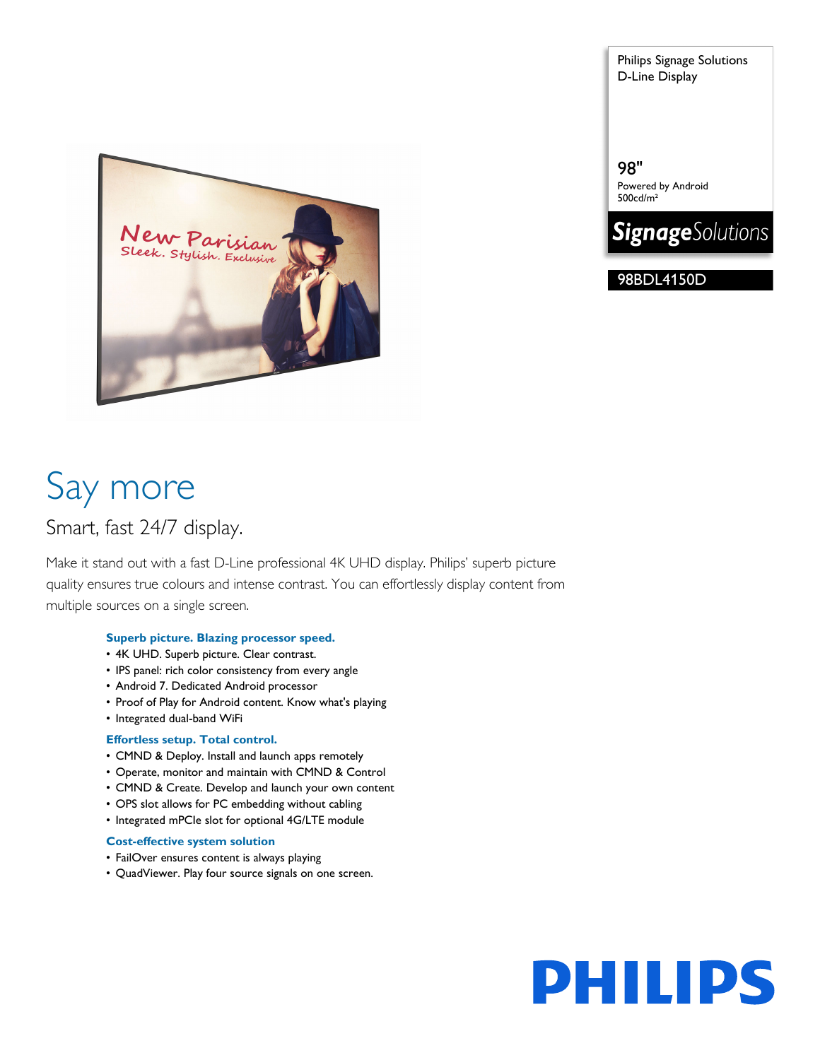Philips Signage Solutions
D-Line Display

98"
Powered by Android
500cd/m²

**Signage**Solutions

98BDL4150D

# Say more

## Smart, fast 24/7 display.

Make it stand out with a fast D-Line professional 4K UHD display. Philips' superb picture quality ensures true colours and intense contrast. You can effortlessly display content from multiple sources on a single screen.

### Superb picture. Blazing processor speed.

- 4K UHD. Superb picture. Clear contrast.
- IPS panel: rich color consistency from every angle
- Android 7. Dedicated Android processor
- Proof of Play for Android content. Know what's playing
- Integrated dual-band WiFi

### Effortless setup. Total control.

- CMND & Deploy. Install and launch apps remotely
- Operate, monitor and maintain with CMND & Control
- CMND & Create. Develop and launch your own content
- OPS slot allows for PC embedding without cabling
- Integrated mPCIe slot for optional 4G/LTE module

### Cost-effective system solution

- FailOver ensures content is always playing
- QuadViewer. Play four source signals on one screen.

PHILIPS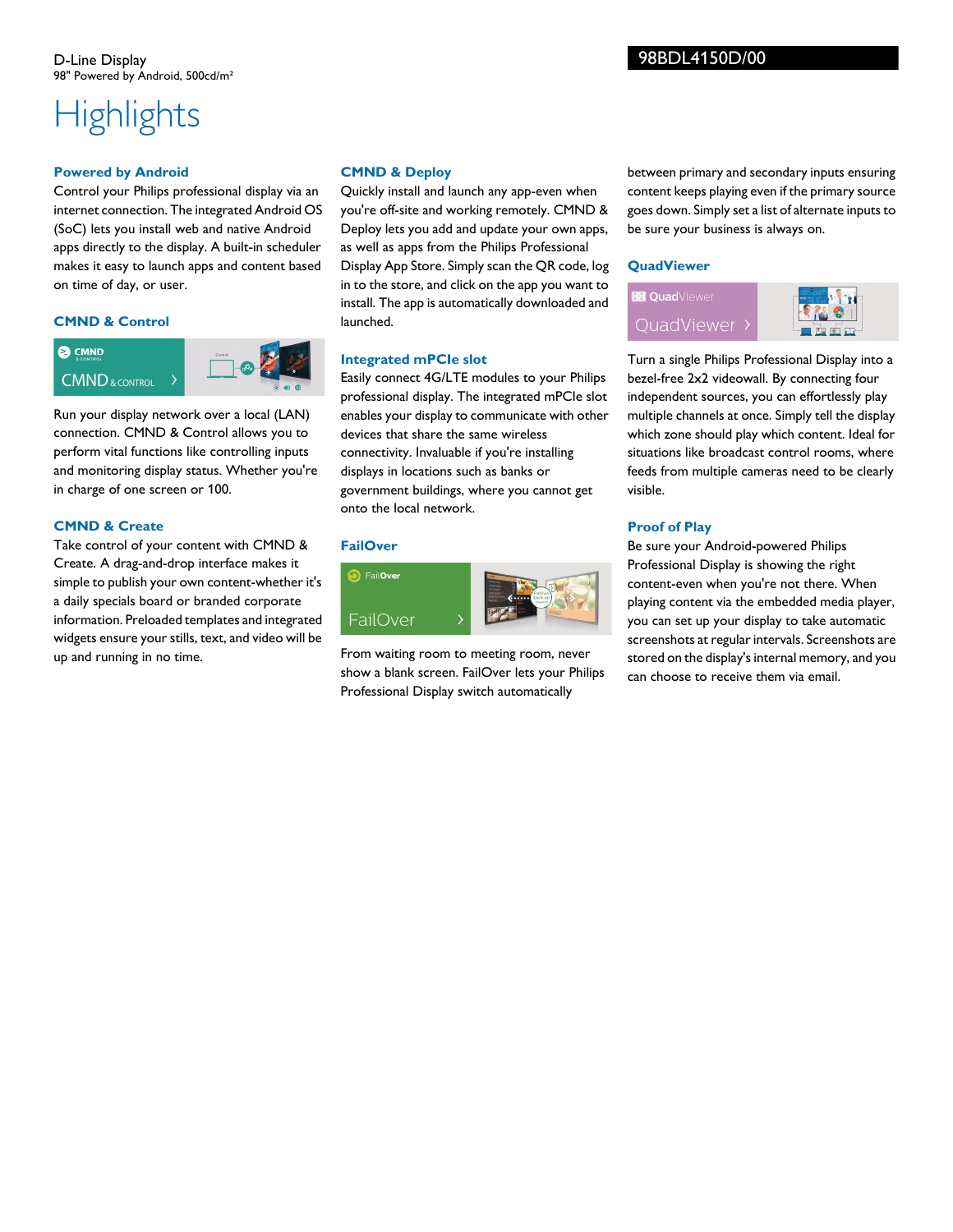D-Line Display
98" Powered by Android, 500cd/m²

98BDL4150D/00

# Highlights

### Powered by Android

Control your Philips professional display via an internet connection. The integrated Android OS (SoC) lets you install web and native Android apps directly to the display. A built-in scheduler makes it easy to launch apps and content based on time of day, or user.

### CMND & Control

Run your display network over a local (LAN) connection. CMND & Control allows you to perform vital functions like controlling inputs and monitoring display status. Whether you're in charge of one screen or 100.

### CMND & Create

Take control of your content with CMND & Create. A drag-and-drop interface makes it simple to publish your own content-whether it's a daily specials board or branded corporate information. Preloaded templates and integrated widgets ensure your stills, text, and video will be up and running in no time.

### CMND & Deploy

Quickly install and launch any app-even when you're off-site and working remotely. CMND & Deploy lets you add and update your own apps, as well as apps from the Philips Professional Display App Store. Simply scan the QR code, log in to the store, and click on the app you want to install. The app is automatically downloaded and launched.

### Integrated mPCIe slot

Easily connect 4G/LTE modules to your Philips professional display. The integrated mPCIe slot enables your display to communicate with other devices that share the same wireless connectivity. Invaluable if you're installing displays in locations such as banks or government buildings, where you cannot get onto the local network.

### FailOver

From waiting room to meeting room, never show a blank screen. FailOver lets your Philips Professional Display switch automatically between primary and secondary inputs ensuring content keeps playing even if the primary source goes down. Simply set a list of alternate inputs to be sure your business is always on.

### QuadViewer

Turn a single Philips Professional Display into a bezel-free 2x2 videowall. By connecting four independent sources, you can effortlessly play multiple channels at once. Simply tell the display which zone should play which content. Ideal for situations like broadcast control rooms, where feeds from multiple cameras need to be clearly visible.

### Proof of Play

Be sure your Android-powered Philips Professional Display is showing the right content-even when you're not there. When playing content via the embedded media player, you can set up your display to take automatic screenshots at regular intervals. Screenshots are stored on the display's internal memory, and you can choose to receive them via email.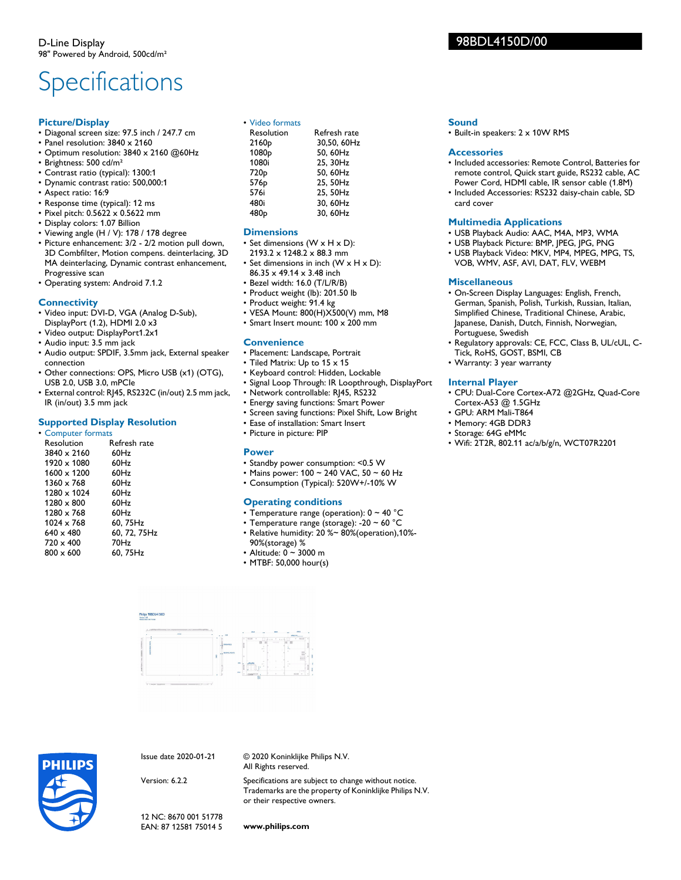D-Line Display
98" Powered by Android, 500cd/m²

98BDL4150D/00

# Specifications

## Picture/Display

- Diagonal screen size: 97.5 inch / 247.7 cm
- Panel resolution: 3840 x 2160
- Optimum resolution: 3840 x 2160 @60Hz
- Brightness: 500 cd/m²
- Contrast ratio (typical): 1300:1
- Dynamic contrast ratio: 500,000:1
- Aspect ratio: 16:9
- Response time (typical): 12 ms
- Pixel pitch: 0.5622 x 0.5622 mm
- Display colors: 1.07 Billion
- Viewing angle (H / V): 178 / 178 degree
- Picture enhancement: 3/2 - 2/2 motion pull down, 3D Combfilter, Motion compens. deinterlacing, 3D MA deinterlacing, Dynamic contrast enhancement, Progressive scan
- Operating system: Android 7.1.2

## Connectivity

- Video input: DVI-D, VGA (Analog D-Sub), DisplayPort (1.2), HDMI 2.0 x3
- Video output: DisplayPort1.2x1
- Audio input: 3.5 mm jack
- Audio output: SPDIF, 3.5mm jack, External speaker connection
- Other connections: OPS, Micro USB (x1) (OTG), USB 2.0, USB 3.0, mPCIe
- External control: RJ45, RS232C (in/out) 2.5 mm jack, IR (in/out) 3.5 mm jack

## Supported Display Resolution

- Computer formats

| Resolution | Refresh rate |
|---|---|
| 3840 x 2160 | 60Hz |
| 1920 x 1080 | 60Hz |
| 1600 x 1200 | 60Hz |
| 1360 x 768 | 60Hz |
| 1280 x 1024 | 60Hz |
| 1280 x 800 | 60Hz |
| 1280 x 768 | 60Hz |
| 1024 x 768 | 60, 75Hz |
| 640 x 480 | 60, 72, 75Hz |
| 720 x 400 | 70Hz |
| 800 x 600 | 60, 75Hz |

- Video formats

| Resolution | Refresh rate |
|---|---|
| 2160p | 30,50, 60Hz |
| 1080p | 50, 60Hz |
| 1080i | 25, 30Hz |
| 720p | 50, 60Hz |
| 576p | 25, 50Hz |
| 576i | 25, 50Hz |
| 480i | 30, 60Hz |
| 480p | 30, 60Hz |

## Dimensions

- Set dimensions (W x H x D): 2193.2 x 1248.2 x 88.3 mm
- Set dimensions in inch (W x H x D): 86.35 x 49.14 x 3.48 inch
- Bezel width: 16.0 (T/L/R/B)
- Product weight (lb): 201.50 lb
- Product weight: 91.4 kg
- VESA Mount: 800(H)X500(V) mm, M8
- Smart Insert mount: 100 x 200 mm

## Convenience

- Placement: Landscape, Portrait
- Tiled Matrix: Up to 15 x 15
- Keyboard control: Hidden, Lockable
- Signal Loop Through: IR Loopthrough, DisplayPort
- Network controllable: RJ45, RS232
- Energy saving functions: Smart Power
- Screen saving functions: Pixel Shift, Low Bright
- Ease of installation: Smart Insert
- Picture in picture: PIP

## Power

- Standby power consumption: <0.5 W
- Mains power: 100 ~ 240 VAC, 50 ~ 60 Hz
- Consumption (Typical): 520W+/-10% W

## Operating conditions

- Temperature range (operation): 0 ~ 40 °C
- Temperature range (storage): -20 ~ 60 °C
- Relative humidity: 20 %~ 80%(operation),10%-90%(storage) %
- Altitude: 0 ~ 3000 m
- MTBF: 50,000 hour(s)

## Sound

- Built-in speakers: 2 x 10W RMS

## Accessories

- Included accessories: Remote Control, Batteries for remote control, Quick start guide, RS232 cable, AC Power Cord, HDMI cable, IR sensor cable (1.8M)
- Included Accessories: RS232 daisy-chain cable, SD card cover

## Multimedia Applications

- USB Playback Audio: AAC, M4A, MP3, WMA
- USB Playback Picture: BMP, JPEG, JPG, PNG
- USB Playback Video: MKV, MP4, MPEG, MPG, TS, VOB, WMV, ASF, AVI, DAT, FLV, WEBM

## Miscellaneous

- On-Screen Display Languages: English, French, German, Spanish, Polish, Turkish, Russian, Italian, Simplified Chinese, Traditional Chinese, Arabic, Japanese, Danish, Dutch, Finnish, Norwegian, Portuguese, Swedish
- Regulatory approvals: CE, FCC, Class B, UL/cUL, C-Tick, RoHS, GOST, BSMI, CB
- Warranty: 3 year warranty

## Internal Player

- CPU: Dual-Core Cortex-A72 @2GHz, Quad-Core Cortex-A53 @ 1.5GHz
- GPU: ARM Mali-T864
- Memory: 4GB DDR3
- Storage: 64G eMMc
- Wifi: 2T2R, 802.11 ac/a/b/g/n, WCT07R2201

Issue date 2020-01-21

Version: 6.2.2

12 NC: 8670 001 51778
EAN: 87 12581 75014 5

© 2020 Koninklijke Philips N.V.
All Rights reserved.

Specifications are subject to change without notice. Trademarks are the property of Koninklijke Philips N.V. or their respective owners.

www.philips.com